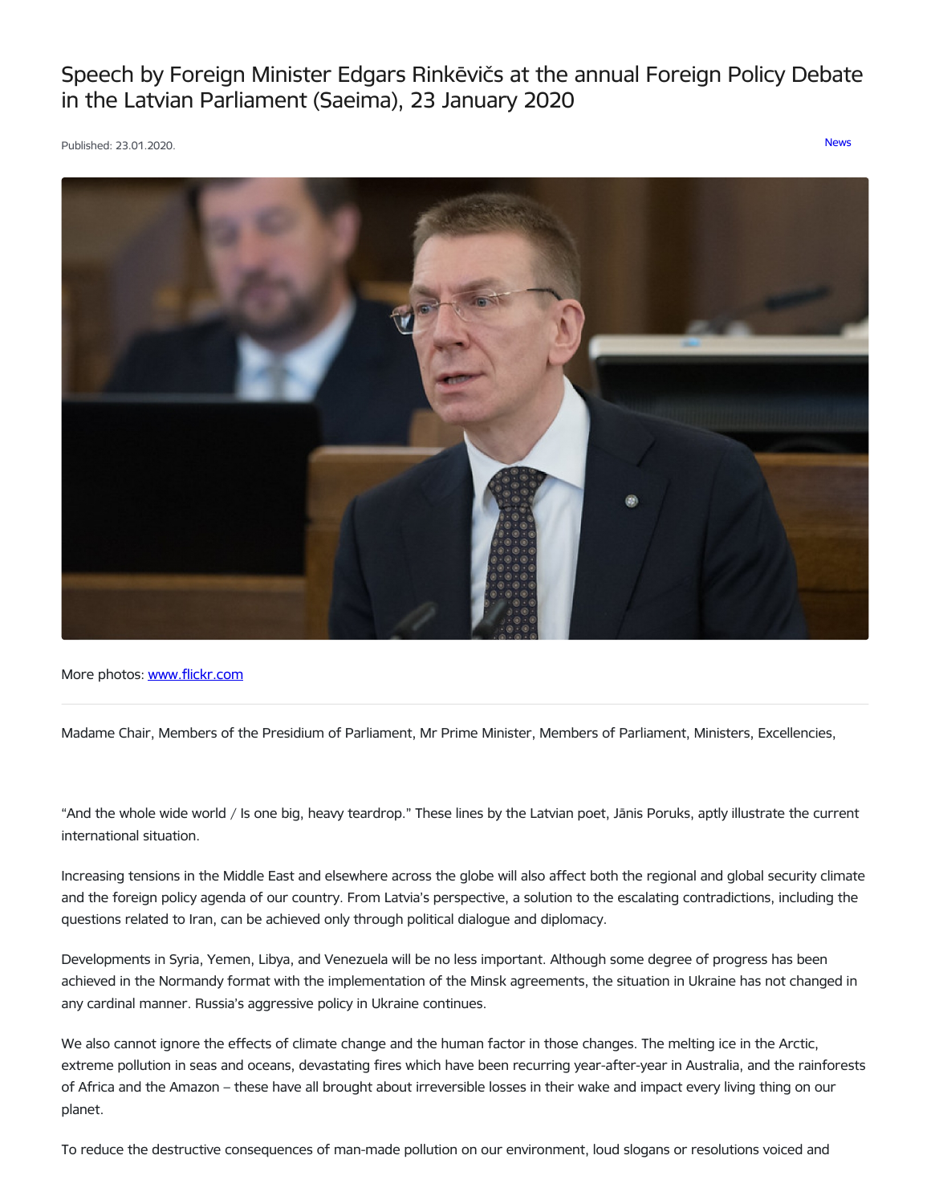# Speech by Foreign Minister Edgars Rinkēvičs at the annual Foreign Policy Debate in the Latvian Parliament (Saeima), 23 January 2020

Published: 23.01.2020.

News

More photos: [www.flickr.com](www.flickr.com)

---

Madame Chair, Members of the Presidium of Parliament, Mr Prime Minister, Members of Parliament, Ministers, Excellencies,

"And the whole wide world / Is one big, heavy teardrop." These lines by the Latvian poet, Jānis Poruks, aptly illustrate the current international situation.

Increasing tensions in the Middle East and elsewhere across the globe will also affect both the regional and global security climate and the foreign policy agenda of our country. From Latvia's perspective, a solution to the escalating contradictions, including the questions related to Iran, can be achieved only through political dialogue and diplomacy.

Developments in Syria, Yemen, Libya, and Venezuela will be no less important. Although some degree of progress has been achieved in the Normandy format with the implementation of the Minsk agreements, the situation in Ukraine has not changed in any cardinal manner. Russia's aggressive policy in Ukraine continues.

We also cannot ignore the effects of climate change and the human factor in those changes. The melting ice in the Arctic, extreme pollution in seas and oceans, devastating fires which have been recurring year-after-year in Australia, and the rainforests of Africa and the Amazon – these have all brought about irreversible losses in their wake and impact every living thing on our planet.

To reduce the destructive consequences of man-made pollution on our environment, loud slogans or resolutions voiced and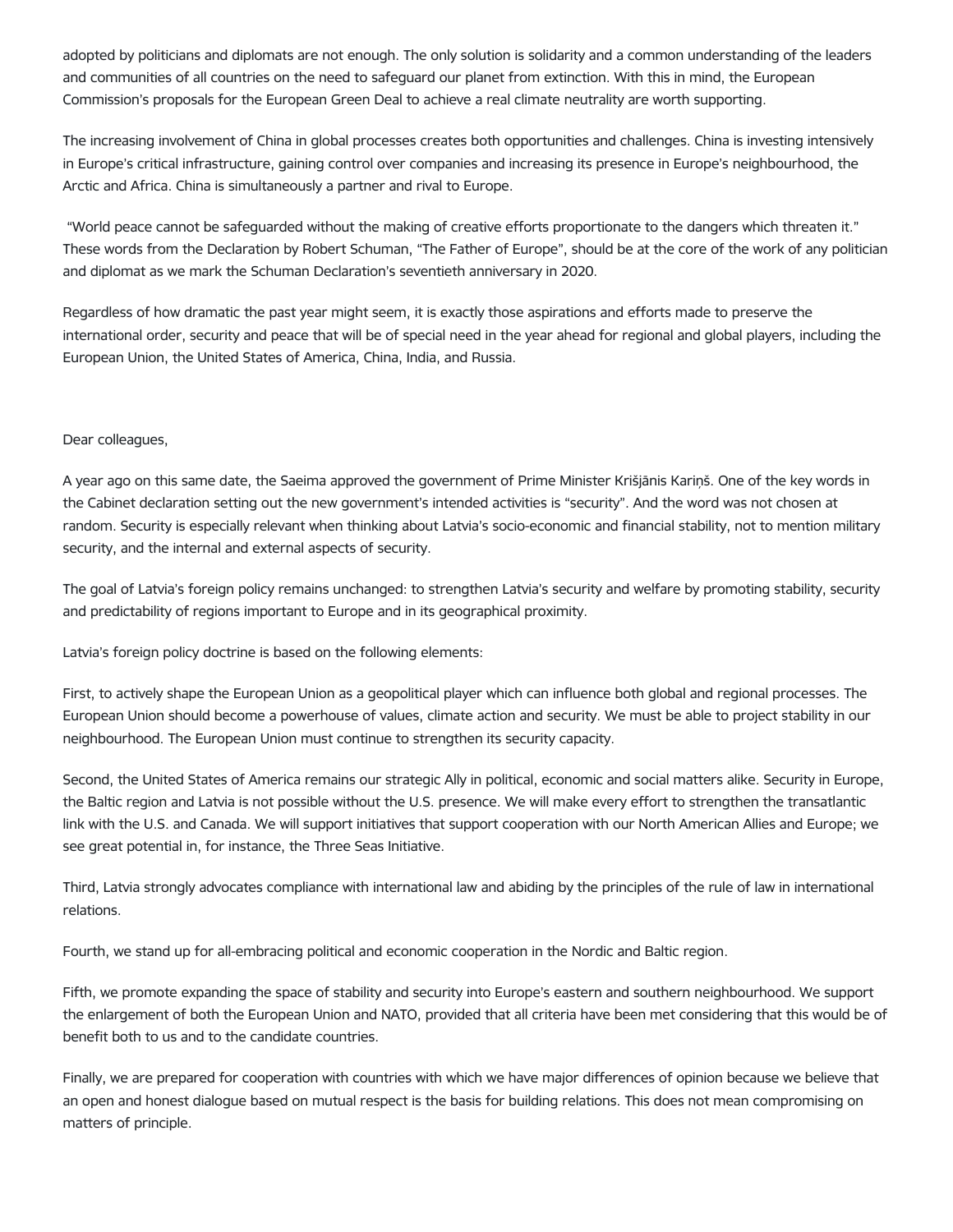adopted by politicians and diplomats are not enough. The only solution is solidarity and a common understanding of the leaders and communities of all countries on the need to safeguard our planet from extinction. With this in mind, the European Commission's proposals for the European Green Deal to achieve a real climate neutrality are worth supporting.

The increasing involvement of China in global processes creates both opportunities and challenges. China is investing intensively in Europe's critical infrastructure, gaining control over companies and increasing its presence in Europe's neighbourhood, the Arctic and Africa. China is simultaneously a partner and rival to Europe.

"World peace cannot be safeguarded without the making of creative efforts proportionate to the dangers which threaten it." These words from the Declaration by Robert Schuman, "The Father of Europe", should be at the core of the work of any politician and diplomat as we mark the Schuman Declaration's seventieth anniversary in 2020.

Regardless of how dramatic the past year might seem, it is exactly those aspirations and efforts made to preserve the international order, security and peace that will be of special need in the year ahead for regional and global players, including the European Union, the United States of America, China, India, and Russia.

Dear colleagues,

A year ago on this same date, the Saeima approved the government of Prime Minister Krišjānis Kariņš. One of the key words in the Cabinet declaration setting out the new government's intended activities is "security". And the word was not chosen at random. Security is especially relevant when thinking about Latvia's socio-economic and financial stability, not to mention military security, and the internal and external aspects of security.

The goal of Latvia's foreign policy remains unchanged: to strengthen Latvia's security and welfare by promoting stability, security and predictability of regions important to Europe and in its geographical proximity.

Latvia's foreign policy doctrine is based on the following elements:

First, to actively shape the European Union as a geopolitical player which can influence both global and regional processes. The European Union should become a powerhouse of values, climate action and security. We must be able to project stability in our neighbourhood. The European Union must continue to strengthen its security capacity.

Second, the United States of America remains our strategic Ally in political, economic and social matters alike. Security in Europe, the Baltic region and Latvia is not possible without the U.S. presence. We will make every effort to strengthen the transatlantic link with the U.S. and Canada. We will support initiatives that support cooperation with our North American Allies and Europe; we see great potential in, for instance, the Three Seas Initiative.

Third, Latvia strongly advocates compliance with international law and abiding by the principles of the rule of law in international relations.

Fourth, we stand up for all-embracing political and economic cooperation in the Nordic and Baltic region.

Fifth, we promote expanding the space of stability and security into Europe's eastern and southern neighbourhood. We support the enlargement of both the European Union and NATO, provided that all criteria have been met considering that this would be of benefit both to us and to the candidate countries.

Finally, we are prepared for cooperation with countries with which we have major differences of opinion because we believe that an open and honest dialogue based on mutual respect is the basis for building relations. This does not mean compromising on matters of principle.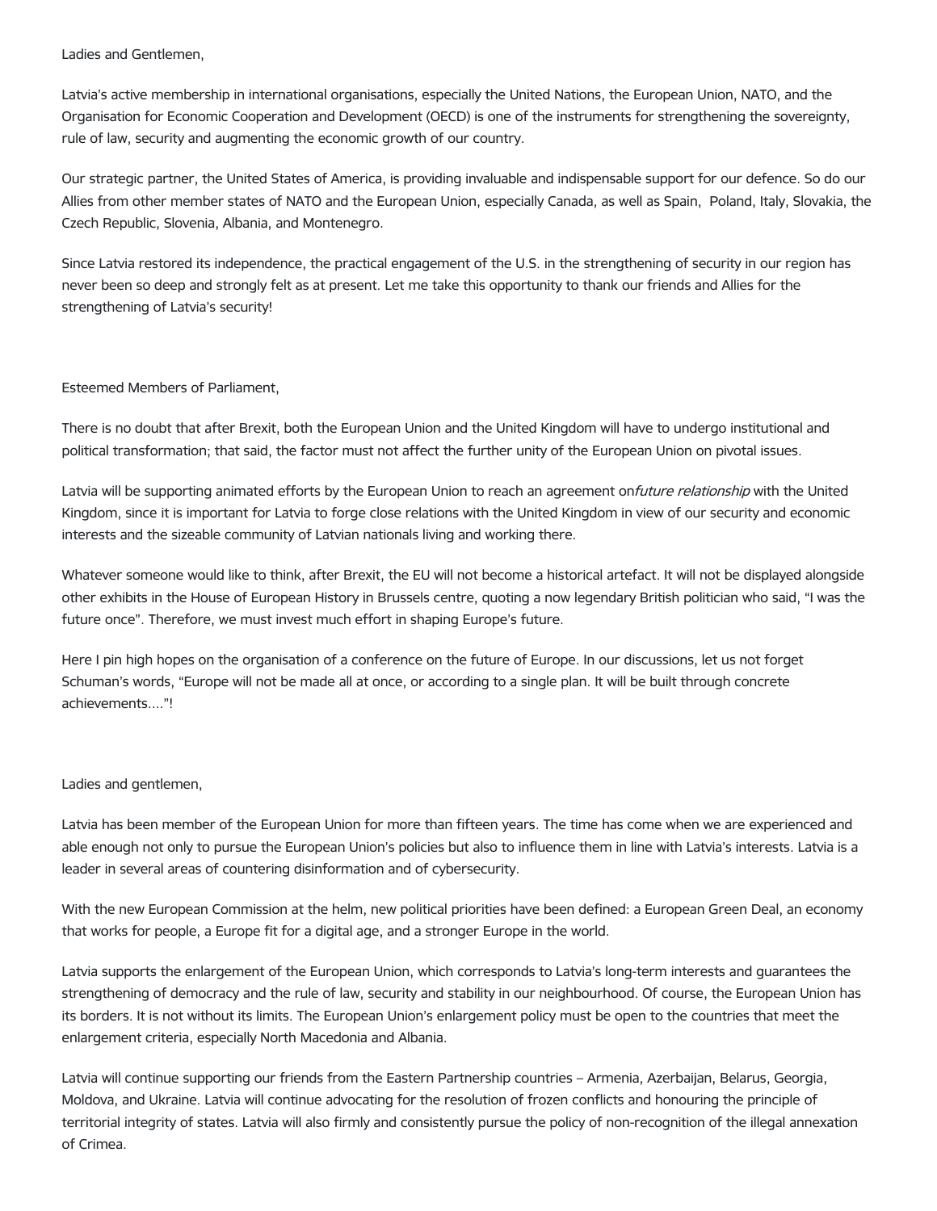Ladies and Gentlemen,

Latvia's active membership in international organisations, especially the United Nations, the European Union, NATO, and the Organisation for Economic Cooperation and Development (OECD) is one of the instruments for strengthening the sovereignty, rule of law, security and augmenting the economic growth of our country.

Our strategic partner, the United States of America, is providing invaluable and indispensable support for our defence. So do our Allies from other member states of NATO and the European Union, especially Canada, as well as Spain, Poland, Italy, Slovakia, the Czech Republic, Slovenia, Albania, and Montenegro.

Since Latvia restored its independence, the practical engagement of the U.S. in the strengthening of security in our region has never been so deep and strongly felt as at present. Let me take this opportunity to thank our friends and Allies for the strengthening of Latvia's security!

Esteemed Members of Parliament,

There is no doubt that after Brexit, both the European Union and the United Kingdom will have to undergo institutional and political transformation; that said, the factor must not affect the further unity of the European Union on pivotal issues.

Latvia will be supporting animated efforts by the European Union to reach an agreement on *future relationship* with the United Kingdom, since it is important for Latvia to forge close relations with the United Kingdom in view of our security and economic interests and the sizeable community of Latvian nationals living and working there.

Whatever someone would like to think, after Brexit, the EU will not become a historical artefact. It will not be displayed alongside other exhibits in the House of European History in Brussels centre, quoting a now legendary British politician who said, "I was the future once". Therefore, we must invest much effort in shaping Europe's future.

Here I pin high hopes on the organisation of a conference on the future of Europe. In our discussions, let us not forget Schuman's words, "Europe will not be made all at once, or according to a single plan. It will be built through concrete achievements…."!

Ladies and gentlemen,

Latvia has been member of the European Union for more than fifteen years. The time has come when we are experienced and able enough not only to pursue the European Union's policies but also to influence them in line with Latvia's interests. Latvia is a leader in several areas of countering disinformation and of cybersecurity.

With the new European Commission at the helm, new political priorities have been defined: a European Green Deal, an economy that works for people, a Europe fit for a digital age, and a stronger Europe in the world.

Latvia supports the enlargement of the European Union, which corresponds to Latvia's long-term interests and guarantees the strengthening of democracy and the rule of law, security and stability in our neighbourhood. Of course, the European Union has its borders. It is not without its limits. The European Union's enlargement policy must be open to the countries that meet the enlargement criteria, especially North Macedonia and Albania.

Latvia will continue supporting our friends from the Eastern Partnership countries – Armenia, Azerbaijan, Belarus, Georgia, Moldova, and Ukraine. Latvia will continue advocating for the resolution of frozen conflicts and honouring the principle of territorial integrity of states. Latvia will also firmly and consistently pursue the policy of non-recognition of the illegal annexation of Crimea.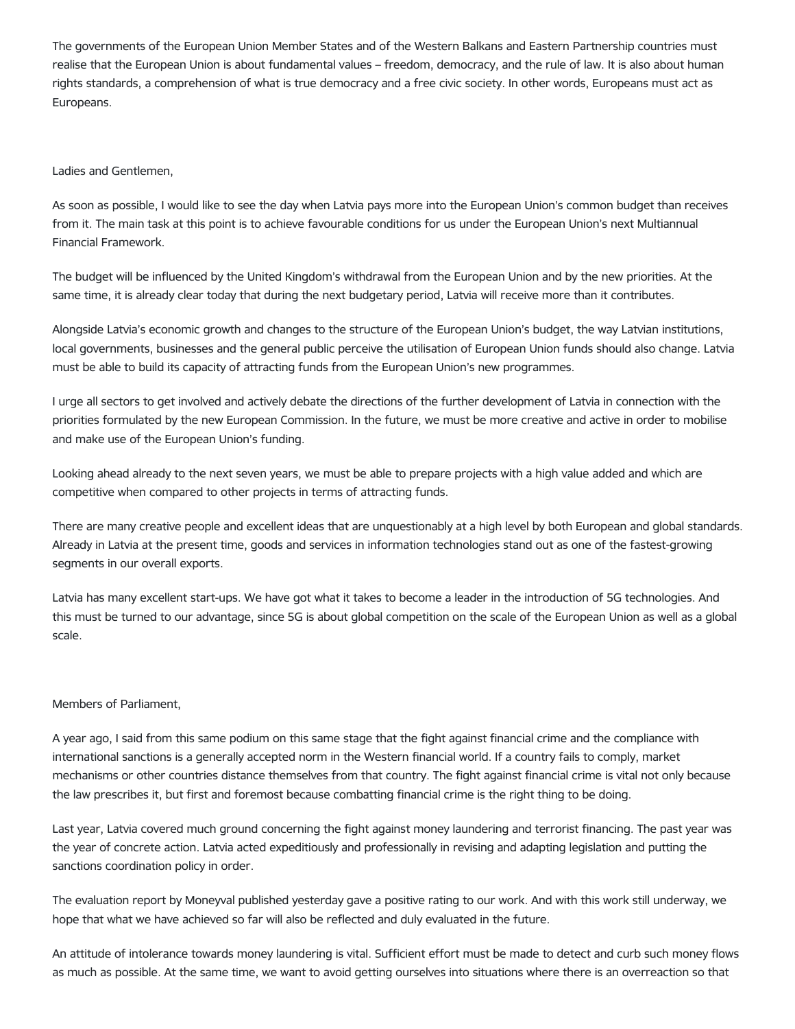The governments of the European Union Member States and of the Western Balkans and Eastern Partnership countries must realise that the European Union is about fundamental values – freedom, democracy, and the rule of law. It is also about human rights standards, a comprehension of what is true democracy and a free civic society. In other words, Europeans must act as Europeans.

Ladies and Gentlemen,

As soon as possible, I would like to see the day when Latvia pays more into the European Union's common budget than receives from it. The main task at this point is to achieve favourable conditions for us under the European Union's next Multiannual Financial Framework.

The budget will be influenced by the United Kingdom's withdrawal from the European Union and by the new priorities. At the same time, it is already clear today that during the next budgetary period, Latvia will receive more than it contributes.

Alongside Latvia's economic growth and changes to the structure of the European Union's budget, the way Latvian institutions, local governments, businesses and the general public perceive the utilisation of European Union funds should also change. Latvia must be able to build its capacity of attracting funds from the European Union's new programmes.

I urge all sectors to get involved and actively debate the directions of the further development of Latvia in connection with the priorities formulated by the new European Commission. In the future, we must be more creative and active in order to mobilise and make use of the European Union's funding.

Looking ahead already to the next seven years, we must be able to prepare projects with a high value added and which are competitive when compared to other projects in terms of attracting funds.

There are many creative people and excellent ideas that are unquestionably at a high level by both European and global standards. Already in Latvia at the present time, goods and services in information technologies stand out as one of the fastest-growing segments in our overall exports.

Latvia has many excellent start-ups. We have got what it takes to become a leader in the introduction of 5G technologies. And this must be turned to our advantage, since 5G is about global competition on the scale of the European Union as well as a global scale.

Members of Parliament,

A year ago, I said from this same podium on this same stage that the fight against financial crime and the compliance with international sanctions is a generally accepted norm in the Western financial world. If a country fails to comply, market mechanisms or other countries distance themselves from that country. The fight against financial crime is vital not only because the law prescribes it, but first and foremost because combatting financial crime is the right thing to be doing.

Last year, Latvia covered much ground concerning the fight against money laundering and terrorist financing. The past year was the year of concrete action. Latvia acted expeditiously and professionally in revising and adapting legislation and putting the sanctions coordination policy in order.

The evaluation report by Moneyval published yesterday gave a positive rating to our work. And with this work still underway, we hope that what we have achieved so far will also be reflected and duly evaluated in the future.

An attitude of intolerance towards money laundering is vital. Sufficient effort must be made to detect and curb such money flows as much as possible. At the same time, we want to avoid getting ourselves into situations where there is an overreaction so that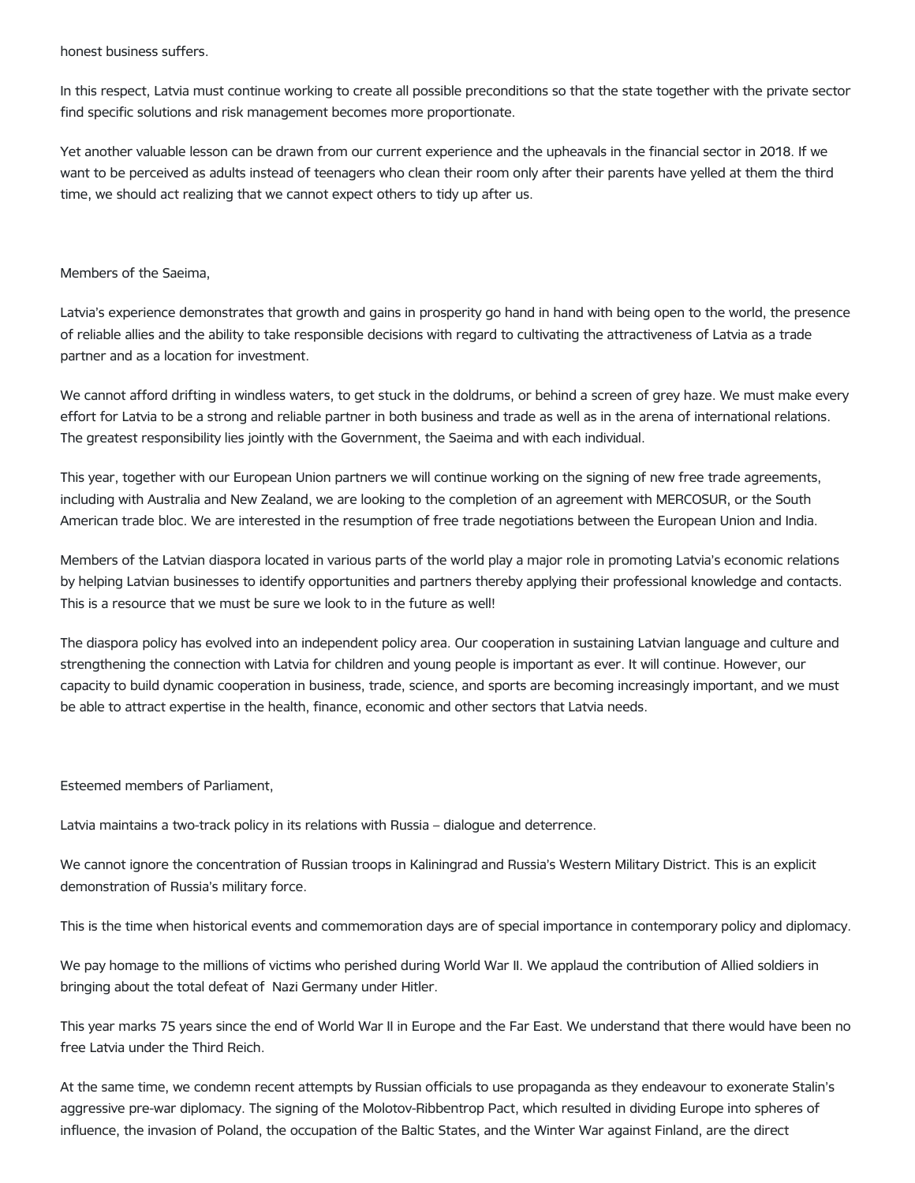honest business suffers.

In this respect, Latvia must continue working to create all possible preconditions so that the state together with the private sector find specific solutions and risk management becomes more proportionate.

Yet another valuable lesson can be drawn from our current experience and the upheavals in the financial sector in 2018. If we want to be perceived as adults instead of teenagers who clean their room only after their parents have yelled at them the third time, we should act realizing that we cannot expect others to tidy up after us.

Members of the Saeima,

Latvia's experience demonstrates that growth and gains in prosperity go hand in hand with being open to the world, the presence of reliable allies and the ability to take responsible decisions with regard to cultivating the attractiveness of Latvia as a trade partner and as a location for investment.

We cannot afford drifting in windless waters, to get stuck in the doldrums, or behind a screen of grey haze. We must make every effort for Latvia to be a strong and reliable partner in both business and trade as well as in the arena of international relations. The greatest responsibility lies jointly with the Government, the Saeima and with each individual.

This year, together with our European Union partners we will continue working on the signing of new free trade agreements, including with Australia and New Zealand, we are looking to the completion of an agreement with MERCOSUR, or the South American trade bloc. We are interested in the resumption of free trade negotiations between the European Union and India.

Members of the Latvian diaspora located in various parts of the world play a major role in promoting Latvia's economic relations by helping Latvian businesses to identify opportunities and partners thereby applying their professional knowledge and contacts. This is a resource that we must be sure we look to in the future as well!

The diaspora policy has evolved into an independent policy area. Our cooperation in sustaining Latvian language and culture and strengthening the connection with Latvia for children and young people is important as ever. It will continue. However, our capacity to build dynamic cooperation in business, trade, science, and sports are becoming increasingly important, and we must be able to attract expertise in the health, finance, economic and other sectors that Latvia needs.

Esteemed members of Parliament,

Latvia maintains a two-track policy in its relations with Russia – dialogue and deterrence.

We cannot ignore the concentration of Russian troops in Kaliningrad and Russia's Western Military District. This is an explicit demonstration of Russia's military force.

This is the time when historical events and commemoration days are of special importance in contemporary policy and diplomacy.

We pay homage to the millions of victims who perished during World War II. We applaud the contribution of Allied soldiers in bringing about the total defeat of Nazi Germany under Hitler.

This year marks 75 years since the end of World War II in Europe and the Far East. We understand that there would have been no free Latvia under the Third Reich.

At the same time, we condemn recent attempts by Russian officials to use propaganda as they endeavour to exonerate Stalin's aggressive pre-war diplomacy. The signing of the Molotov-Ribbentrop Pact, which resulted in dividing Europe into spheres of influence, the invasion of Poland, the occupation of the Baltic States, and the Winter War against Finland, are the direct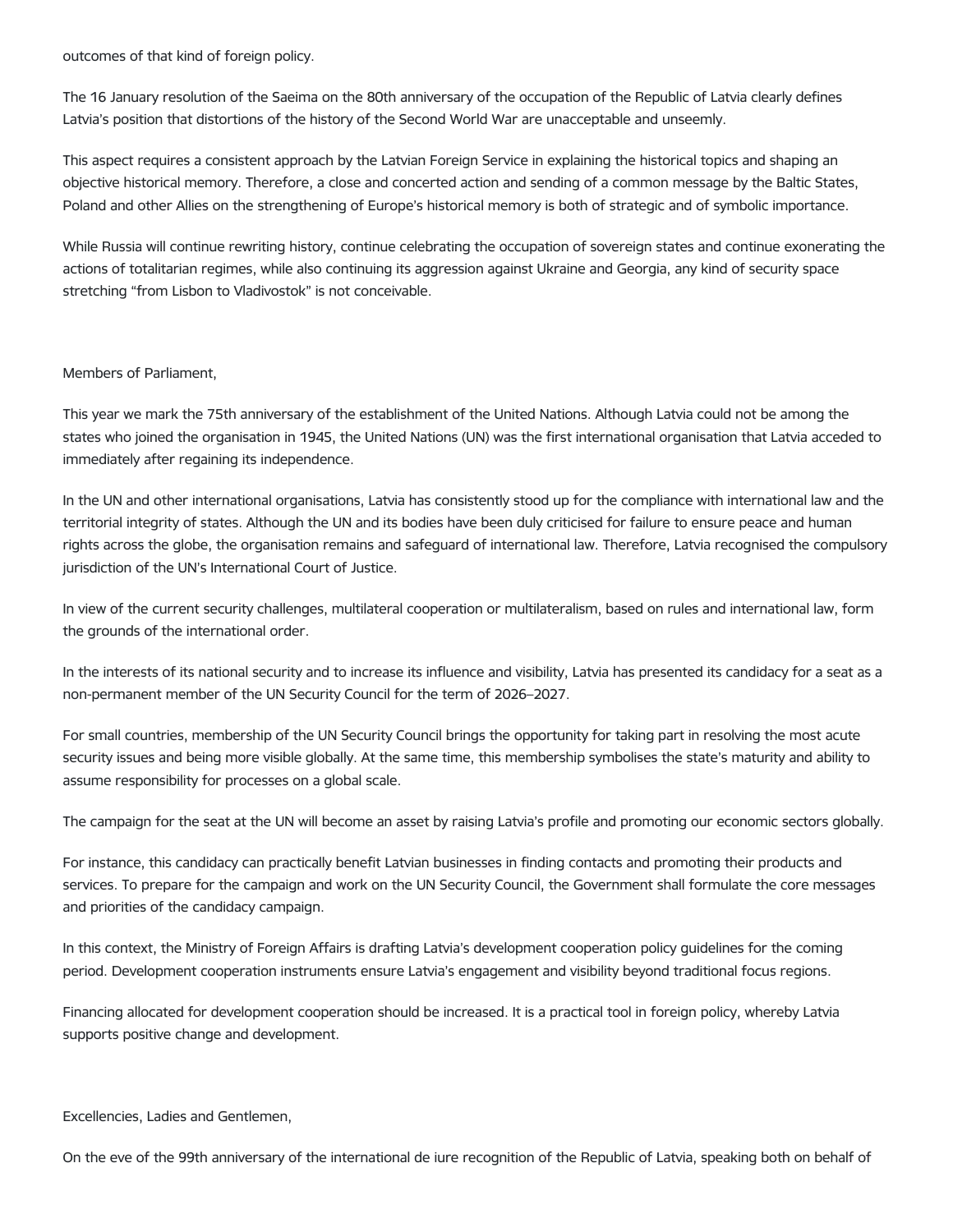outcomes of that kind of foreign policy.

The 16 January resolution of the Saeima on the 80th anniversary of the occupation of the Republic of Latvia clearly defines Latvia's position that distortions of the history of the Second World War are unacceptable and unseemly.

This aspect requires a consistent approach by the Latvian Foreign Service in explaining the historical topics and shaping an objective historical memory. Therefore, a close and concerted action and sending of a common message by the Baltic States, Poland and other Allies on the strengthening of Europe's historical memory is both of strategic and of symbolic importance.

While Russia will continue rewriting history, continue celebrating the occupation of sovereign states and continue exonerating the actions of totalitarian regimes, while also continuing its aggression against Ukraine and Georgia, any kind of security space stretching "from Lisbon to Vladivostok" is not conceivable.

Members of Parliament,

This year we mark the 75th anniversary of the establishment of the United Nations. Although Latvia could not be among the states who joined the organisation in 1945, the United Nations (UN) was the first international organisation that Latvia acceded to immediately after regaining its independence.

In the UN and other international organisations, Latvia has consistently stood up for the compliance with international law and the territorial integrity of states. Although the UN and its bodies have been duly criticised for failure to ensure peace and human rights across the globe, the organisation remains and safeguard of international law. Therefore, Latvia recognised the compulsory jurisdiction of the UN's International Court of Justice.

In view of the current security challenges, multilateral cooperation or multilateralism, based on rules and international law, form the grounds of the international order.

In the interests of its national security and to increase its influence and visibility, Latvia has presented its candidacy for a seat as a non-permanent member of the UN Security Council for the term of 2026–2027.

For small countries, membership of the UN Security Council brings the opportunity for taking part in resolving the most acute security issues and being more visible globally. At the same time, this membership symbolises the state's maturity and ability to assume responsibility for processes on a global scale.

The campaign for the seat at the UN will become an asset by raising Latvia's profile and promoting our economic sectors globally.

For instance, this candidacy can practically benefit Latvian businesses in finding contacts and promoting their products and services. To prepare for the campaign and work on the UN Security Council, the Government shall formulate the core messages and priorities of the candidacy campaign.

In this context, the Ministry of Foreign Affairs is drafting Latvia's development cooperation policy guidelines for the coming period. Development cooperation instruments ensure Latvia's engagement and visibility beyond traditional focus regions.

Financing allocated for development cooperation should be increased. It is a practical tool in foreign policy, whereby Latvia supports positive change and development.

Excellencies, Ladies and Gentlemen,

On the eve of the 99th anniversary of the international de iure recognition of the Republic of Latvia, speaking both on behalf of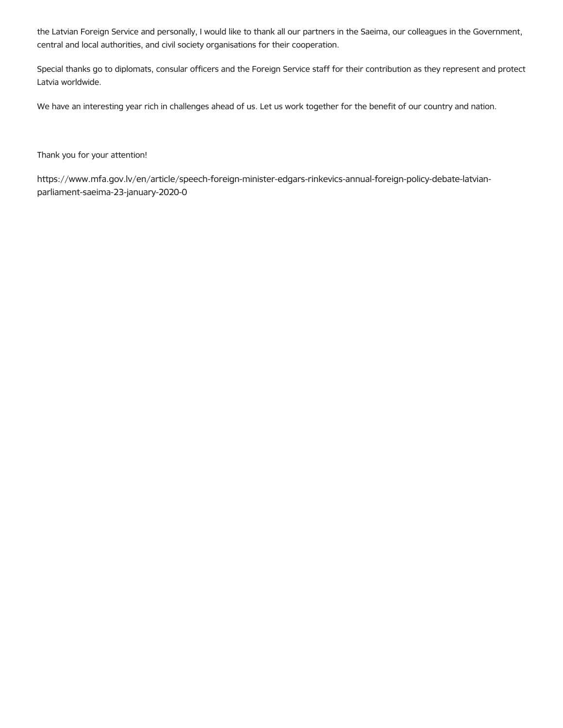the Latvian Foreign Service and personally, I would like to thank all our partners in the Saeima, our colleagues in the Government, central and local authorities, and civil society organisations for their cooperation.

Special thanks go to diplomats, consular officers and the Foreign Service staff for their contribution as they represent and protect Latvia worldwide.

We have an interesting year rich in challenges ahead of us. Let us work together for the benefit of our country and nation.

Thank you for your attention!

https://www.mfa.gov.lv/en/article/speech-foreign-minister-edgars-rinkevics-annual-foreign-policy-debate-latvian-parliament-saeima-23-january-2020-0